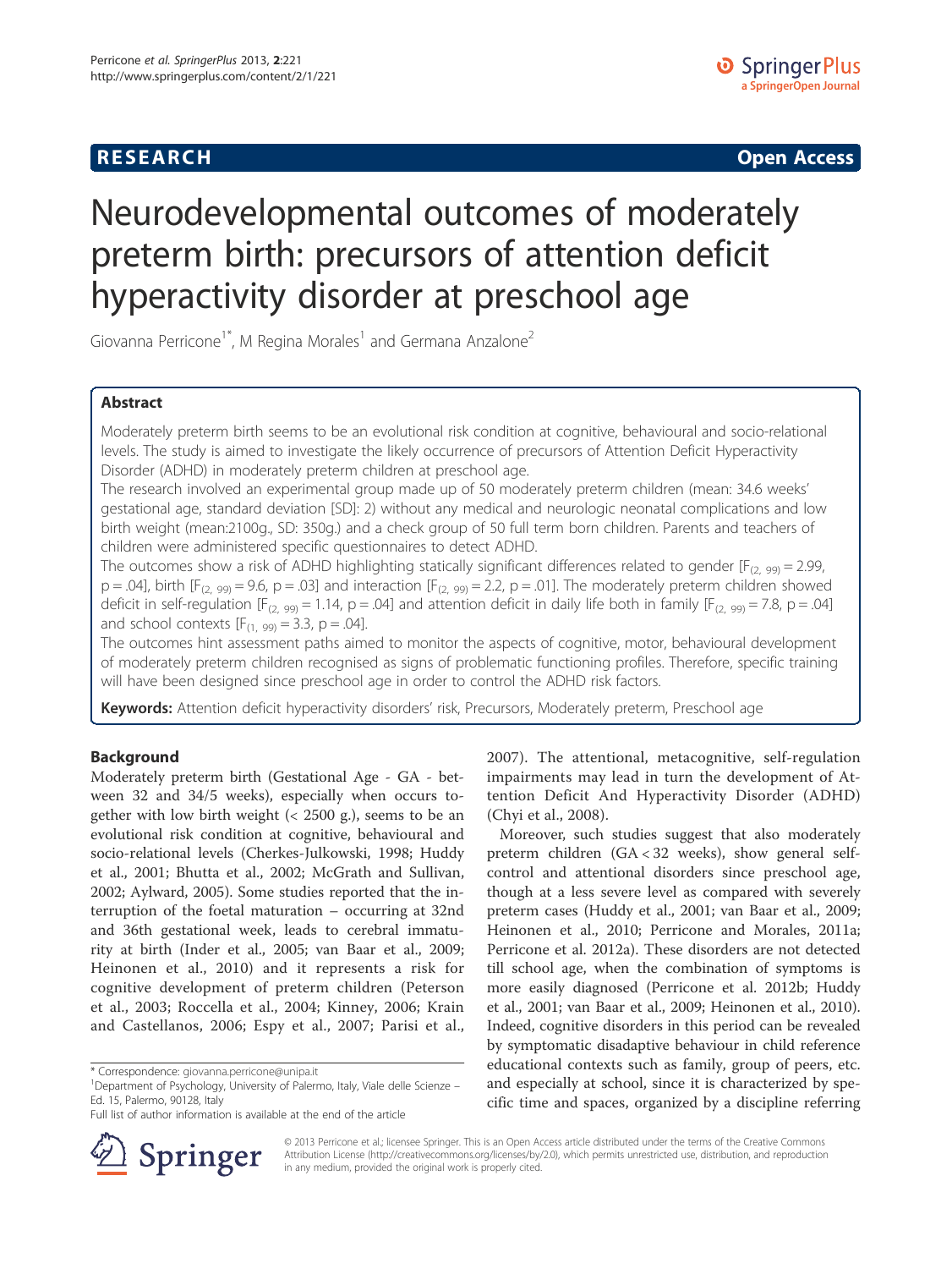**RESEARCH** **Open Access**

# Neurodevelopmental outcomes of moderately preterm birth: precursors of attention deficit hyperactivity disorder at preschool age

Giovanna Perricone[1*], M Regina Morales[1] and Germana Anzalone[2]

## Abstract

Moderately preterm birth seems to be an evolutional risk condition at cognitive, behavioural and socio-relational levels. The study is aimed to investigate the likely occurrence of precursors of Attention Deficit Hyperactivity Disorder (ADHD) in moderately preterm children at preschool age.

The research involved an experimental group made up of 50 moderately preterm children (mean: 34.6 weeks' gestational age, standard deviation [SD]: 2) without any medical and neurologic neonatal complications and low birth weight (mean:2100g., SD: 350g.) and a check group of 50 full term born children. Parents and teachers of children were administered specific questionnaires to detect ADHD.

The outcomes show a risk of ADHD highlighting statically significant differences related to gender [$F_{(2, 99)} = 2.99$, $p = .04$], birth [$F_{(2, 99)} = 9.6$, $p = .03$] and interaction [$F_{(2, 99)} = 2.2$, $p = .01$]. The moderately preterm children showed deficit in self-regulation [$F_{(2, 99)} = 1.14$, $p = .04$] and attention deficit in daily life both in family [$F_{(2, 99)} = 7.8$, $p = .04$] and school contexts [$F_{(1, 99)} = 3.3$, $p = .04$].

The outcomes hint assessment paths aimed to monitor the aspects of cognitive, motor, behavioural development of moderately preterm children recognised as signs of problematic functioning profiles. Therefore, specific training will have been designed since preschool age in order to control the ADHD risk factors.

**Keywords:** Attention deficit hyperactivity disorders' risk, Precursors, Moderately preterm, Preschool age

## Background

Moderately preterm birth (Gestational Age - GA - between 32 and 34/5 weeks), especially when occurs together with low birth weight (< 2500 g.), seems to be an evolutional risk condition at cognitive, behavioural and socio-relational levels (Cherkes-Julkowski, 1998; Huddy et al., 2001; Bhutta et al., 2002; McGrath and Sullivan, 2002; Aylward, 2005). Some studies reported that the interruption of the foetal maturation – occurring at 32nd and 36th gestational week, leads to cerebral immaturity at birth (Inder et al., 2005; van Baar et al., 2009; Heinonen et al., 2010) and it represents a risk for cognitive development of preterm children (Peterson et al., 2003; Roccella et al., 2004; Kinney, 2006; Krain and Castellanos, 2006; Espy et al., 2007; Parisi et al., 2007). The attentional, metacognitive, self-regulation impairments may lead in turn the development of Attention Deficit And Hyperactivity Disorder (ADHD) (Chyi et al., 2008).

Moreover, such studies suggest that also moderately preterm children (GA < 32 weeks), show general self-control and attentional disorders since preschool age, though at a less severe level as compared with severely preterm cases (Huddy et al., 2001; van Baar et al., 2009; Heinonen et al., 2010; Perricone and Morales, 2011a; Perricone et al. 2012a). These disorders are not detected till school age, when the combination of symptoms is more easily diagnosed (Perricone et al. 2012b; Huddy et al., 2001; van Baar et al., 2009; Heinonen et al., 2010). Indeed, cognitive disorders in this period can be revealed by symptomatic disadaptive behaviour in child reference educational contexts such as family, group of peers, etc. and especially at school, since it is characterized by specific time and spaces, organized by a discipline referring

\* Correspondence: giovanna.perricone@unipa.it
[1]Department of Psychology, University of Palermo, Italy, Viale delle Scienze – Ed. 15, Palermo, 90128, Italy
Full list of author information is available at the end of the article

© 2013 Perricone et al.; licensee Springer. This is an Open Access article distributed under the terms of the Creative Commons Attribution License (http://creativecommons.org/licenses/by/2.0), which permits unrestricted use, distribution, and reproduction in any medium, provided the original work is properly cited.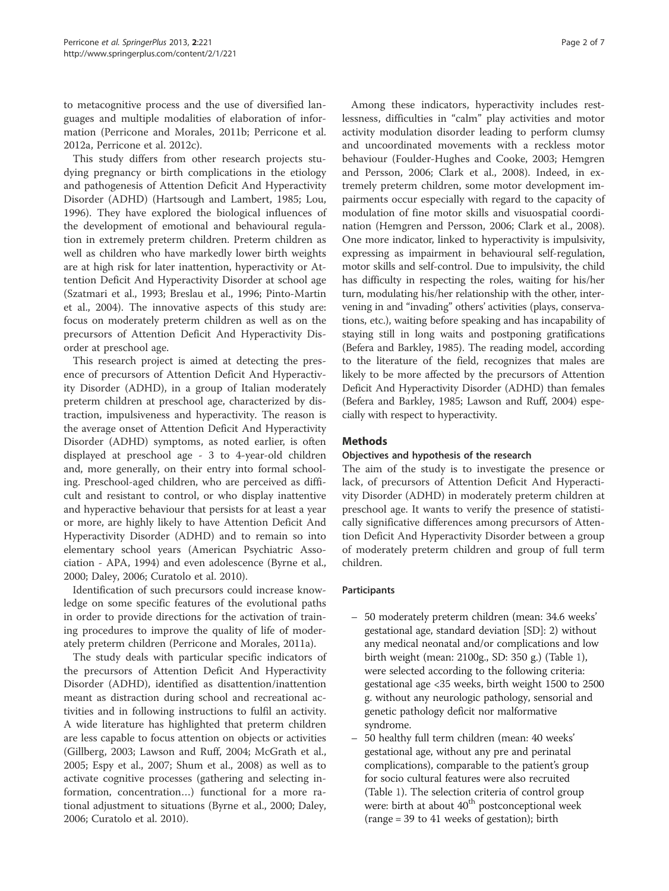to metacognitive process and the use of diversified languages and multiple modalities of elaboration of information (Perricone and Morales, 2011b; Perricone et al. 2012a, Perricone et al. 2012c).

This study differs from other research projects studying pregnancy or birth complications in the etiology and pathogenesis of Attention Deficit And Hyperactivity Disorder (ADHD) (Hartsough and Lambert, 1985; Lou, 1996). They have explored the biological influences of the development of emotional and behavioural regulation in extremely preterm children. Preterm children as well as children who have markedly lower birth weights are at high risk for later inattention, hyperactivity or Attention Deficit And Hyperactivity Disorder at school age (Szatmari et al., 1993; Breslau et al., 1996; Pinto-Martin et al., 2004). The innovative aspects of this study are: focus on moderately preterm children as well as on the precursors of Attention Deficit And Hyperactivity Disorder at preschool age.

This research project is aimed at detecting the presence of precursors of Attention Deficit And Hyperactivity Disorder (ADHD), in a group of Italian moderately preterm children at preschool age, characterized by distraction, impulsiveness and hyperactivity. The reason is the average onset of Attention Deficit And Hyperactivity Disorder (ADHD) symptoms, as noted earlier, is often displayed at preschool age - 3 to 4-year-old children and, more generally, on their entry into formal schooling. Preschool-aged children, who are perceived as difficult and resistant to control, or who display inattentive and hyperactive behaviour that persists for at least a year or more, are highly likely to have Attention Deficit And Hyperactivity Disorder (ADHD) and to remain so into elementary school years (American Psychiatric Association - APA, 1994) and even adolescence (Byrne et al., 2000; Daley, 2006; Curatolo et al. 2010).

Identification of such precursors could increase knowledge on some specific features of the evolutional paths in order to provide directions for the activation of training procedures to improve the quality of life of moderately preterm children (Perricone and Morales, 2011a).

The study deals with particular specific indicators of the precursors of Attention Deficit And Hyperactivity Disorder (ADHD), identified as disattention/inattention meant as distraction during school and recreational activities and in following instructions to fulfil an activity. A wide literature has highlighted that preterm children are less capable to focus attention on objects or activities (Gillberg, 2003; Lawson and Ruff, 2004; McGrath et al., 2005; Espy et al., 2007; Shum et al., 2008) as well as to activate cognitive processes (gathering and selecting information, concentration…) functional for a more rational adjustment to situations (Byrne et al., 2000; Daley, 2006; Curatolo et al. 2010).

Among these indicators, hyperactivity includes restlessness, difficulties in "calm" play activities and motor activity modulation disorder leading to perform clumsy and uncoordinated movements with a reckless motor behaviour (Foulder-Hughes and Cooke, 2003; Hemgren and Persson, 2006; Clark et al., 2008). Indeed, in extremely preterm children, some motor development impairments occur especially with regard to the capacity of modulation of fine motor skills and visuospatial coordination (Hemgren and Persson, 2006; Clark et al., 2008). One more indicator, linked to hyperactivity is impulsivity, expressing as impairment in behavioural self-regulation, motor skills and self-control. Due to impulsivity, the child has difficulty in respecting the roles, waiting for his/her turn, modulating his/her relationship with the other, intervening in and "invading" others' activities (plays, conservations, etc.), waiting before speaking and has incapability of staying still in long waits and postponing gratifications (Befera and Barkley, 1985). The reading model, according to the literature of the field, recognizes that males are likely to be more affected by the precursors of Attention Deficit And Hyperactivity Disorder (ADHD) than females (Befera and Barkley, 1985; Lawson and Ruff, 2004) especially with respect to hyperactivity.

## Methods

### Objectives and hypothesis of the research

The aim of the study is to investigate the presence or lack, of precursors of Attention Deficit And Hyperactivity Disorder (ADHD) in moderately preterm children at preschool age. It wants to verify the presence of statistically significative differences among precursors of Attention Deficit And Hyperactivity Disorder between a group of moderately preterm children and group of full term children.

### Participants

- 50 moderately preterm children (mean: 34.6 weeks' gestational age, standard deviation [SD]: 2) without any medical neonatal and/or complications and low birth weight (mean: 2100g., SD: 350 g.) (Table 1), were selected according to the following criteria: gestational age <35 weeks, birth weight 1500 to 2500 g. without any neurologic pathology, sensorial and genetic pathology deficit nor malformative syndrome.
- 50 healthy full term children (mean: 40 weeks' gestational age, without any pre and perinatal complications), comparable to the patient's group for socio cultural features were also recruited (Table 1). The selection criteria of control group were: birth at about 40th postconceptional week (range = 39 to 41 weeks of gestation); birth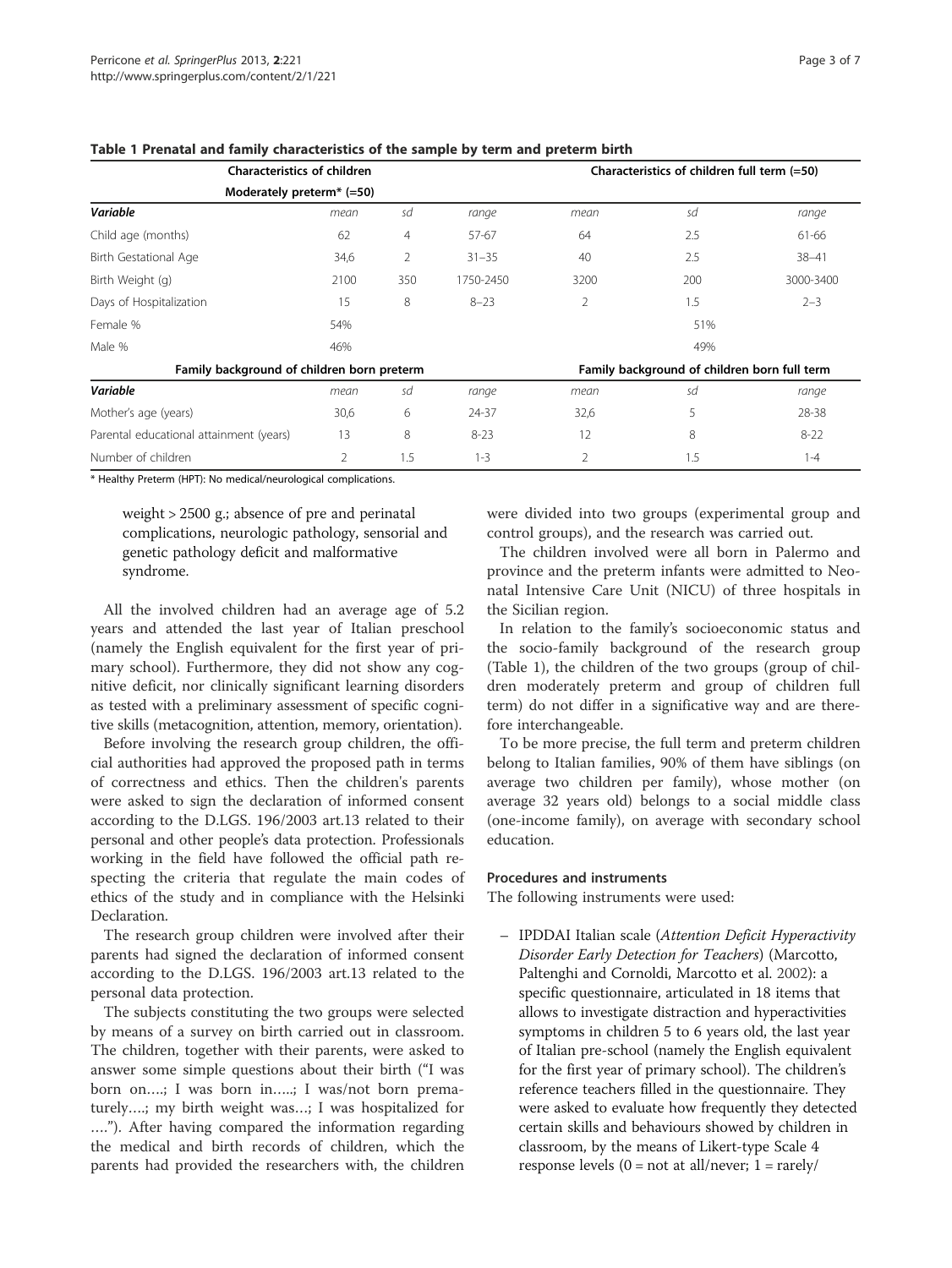**Table 1 Prenatal and family characteristics of the sample by term and preterm birth**

| Characteristics of children Moderately preterm* (=50) | | | | Characteristics of children full term (=50) | | |
|---|---|---|---|---|---|---|
| ***Variable*** | *mean* | *sd* | *range* | *mean* | *sd* | *range* |
| Child age (months) | 62 | 4 | 57-67 | 64 | 2.5 | 61-66 |
| Birth Gestational Age | 34,6 | 2 | 31–35 | 40 | 2.5 | 38–41 |
| Birth Weight (g) | 2100 | 350 | 1750-2450 | 3200 | 200 | 3000-3400 |
| Days of Hospitalization | 15 | 8 | 8–23 | 2 | 1.5 | 2–3 |
| Female % | 54% | | | 51% | | |
| Male % | 46% | | | 49% | | |
| **Family background of children born preterm** | | | | **Family background of children born full term** | | |
| ***Variable*** | *mean* | *sd* | *range* | *mean* | *sd* | *range* |
| Mother's age (years) | 30,6 | 6 | 24-37 | 32,6 | 5 | 28-38 |
| Parental educational attainment (years) | 13 | 8 | 8-23 | 12 | 8 | 8-22 |
| Number of children | 2 | 1.5 | 1-3 | 2 | 1.5 | 1-4 |

\* Healthy Preterm (HPT): No medical/neurological complications.

weight > 2500 g.; absence of pre and perinatal complications, neurologic pathology, sensorial and genetic pathology deficit and malformative syndrome.

All the involved children had an average age of 5.2 years and attended the last year of Italian preschool (namely the English equivalent for the first year of primary school). Furthermore, they did not show any cognitive deficit, nor clinically significant learning disorders as tested with a preliminary assessment of specific cognitive skills (metacognition, attention, memory, orientation).

Before involving the research group children, the official authorities had approved the proposed path in terms of correctness and ethics. Then the children's parents were asked to sign the declaration of informed consent according to the D.LGS. 196/2003 art.13 related to their personal and other people's data protection. Professionals working in the field have followed the official path respecting the criteria that regulate the main codes of ethics of the study and in compliance with the Helsinki Declaration.

The research group children were involved after their parents had signed the declaration of informed consent according to the D.LGS. 196/2003 art.13 related to the personal data protection.

The subjects constituting the two groups were selected by means of a survey on birth carried out in classroom. The children, together with their parents, were asked to answer some simple questions about their birth ("I was born on….; I was born in…..; I was/not born prematurely….; my birth weight was…; I was hospitalized for …."). After having compared the information regarding the medical and birth records of children, which the parents had provided the researchers with, the children were divided into two groups (experimental group and control groups), and the research was carried out.

The children involved were all born in Palermo and province and the preterm infants were admitted to Neonatal Intensive Care Unit (NICU) of three hospitals in the Sicilian region.

In relation to the family's socioeconomic status and the socio-family background of the research group (Table 1), the children of the two groups (group of children moderately preterm and group of children full term) do not differ in a significative way and are therefore interchangeable.

To be more precise, the full term and preterm children belong to Italian families, 90% of them have siblings (on average two children per family), whose mother (on average 32 years old) belongs to a social middle class (one-income family), on average with secondary school education.

#### Procedures and instruments

The following instruments were used:

- IPDDAI Italian scale (*Attention Deficit Hyperactivity Disorder Early Detection for Teachers*) (Marcotto, Paltenghi and Cornoldi, Marcotto et al. 2002): a specific questionnaire, articulated in 18 items that allows to investigate distraction and hyperactivities symptoms in children 5 to 6 years old, the last year of Italian pre-school (namely the English equivalent for the first year of primary school). The children's reference teachers filled in the questionnaire. They were asked to evaluate how frequently they detected certain skills and behaviours showed by children in classroom, by the means of Likert-type Scale 4 response levels (0 = not at all/never; 1 = rarely/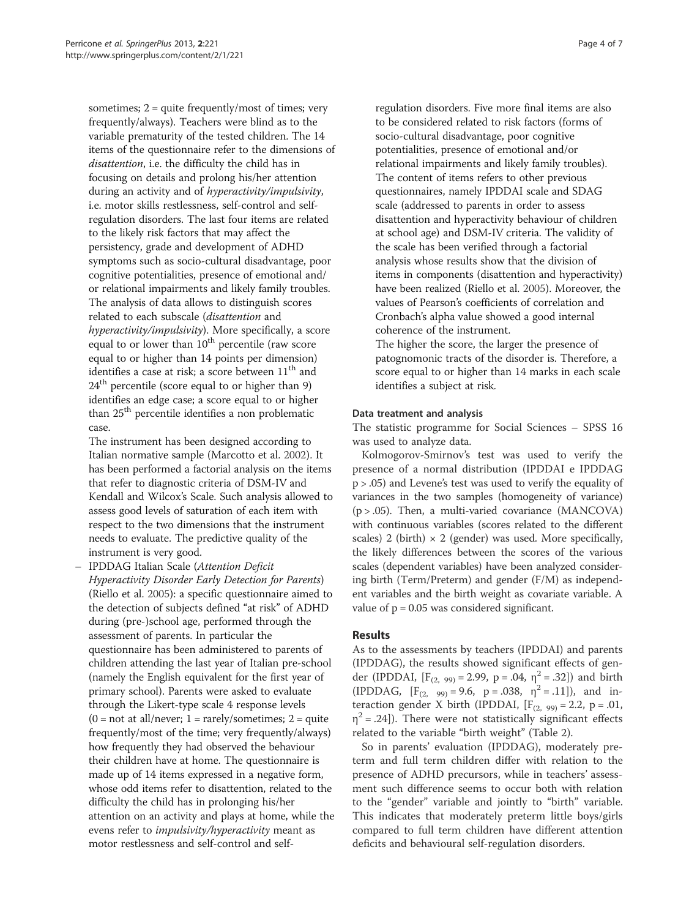sometimes; 2 = quite frequently/most of times; very frequently/always). Teachers were blind as to the variable prematurity of the tested children. The 14 items of the questionnaire refer to the dimensions of *disattention*, i.e. the difficulty the child has in focusing on details and prolong his/her attention during an activity and of *hyperactivity/impulsivity*, i.e. motor skills restlessness, self-control and self-regulation disorders. The last four items are related to the likely risk factors that may affect the persistency, grade and development of ADHD symptoms such as socio-cultural disadvantage, poor cognitive potentialities, presence of emotional and/ or relational impairments and likely family troubles. The analysis of data allows to distinguish scores related to each subscale (*disattention* and *hyperactivity/impulsivity*). More specifically, a score equal to or lower than $10^{th}$ percentile (raw score equal to or higher than 14 points per dimension) identifies a case at risk; a score between $11^{th}$ and $24^{th}$ percentile (score equal to or higher than 9) identifies an edge case; a score equal to or higher than $25^{th}$ percentile identifies a non problematic case.

The instrument has been designed according to Italian normative sample (Marcotto et al. 2002). It has been performed a factorial analysis on the items that refer to diagnostic criteria of DSM-IV and Kendall and Wilcox's Scale. Such analysis allowed to assess good levels of saturation of each item with respect to the two dimensions that the instrument needs to evaluate. The predictive quality of the instrument is very good.

– IPDDAG Italian Scale (*Attention Deficit Hyperactivity Disorder Early Detection for Parents*) (Riello et al. 2005): a specific questionnaire aimed to the detection of subjects defined "at risk" of ADHD during (pre-)school age, performed through the assessment of parents. In particular the questionnaire has been administered to parents of children attending the last year of Italian pre-school (namely the English equivalent for the first year of primary school). Parents were asked to evaluate through the Likert-type scale 4 response levels (0 = not at all/never; 1 = rarely/sometimes; 2 = quite frequently/most of the time; very frequently/always) how frequently they had observed the behaviour their children have at home. The questionnaire is made up of 14 items expressed in a negative form, whose odd items refer to disattention, related to the difficulty the child has in prolonging his/her attention on an activity and plays at home, while the evens refer to *impulsivity/hyperactivity* meant as motor restlessness and self-control and self-regulation disorders. Five more final items are also to be considered related to risk factors (forms of socio-cultural disadvantage, poor cognitive potentialities, presence of emotional and/or relational impairments and likely family troubles). The content of items refers to other previous questionnaires, namely IPDDAI scale and SDAG scale (addressed to parents in order to assess disattention and hyperactivity behaviour of children at school age) and DSM-IV criteria. The validity of the scale has been verified through a factorial analysis whose results show that the division of items in components (disattention and hyperactivity) have been realized (Riello et al. 2005). Moreover, the values of Pearson's coefficients of correlation and Cronbach's alpha value showed a good internal coherence of the instrument.

The higher the score, the larger the presence of patognomonic tracts of the disorder is. Therefore, a score equal to or higher than 14 marks in each scale identifies a subject at risk.

### Data treatment and analysis

The statistic programme for Social Sciences – SPSS 16 was used to analyze data.

Kolmogorov-Smirnov's test was used to verify the presence of a normal distribution (IPDDAI e IPDDAG $p > .05$) and Levene's test was used to verify the equality of variances in the two samples (homogeneity of variance) ($p > .05$). Then, a multi-varied covariance (MANCOVA) with continuous variables (scores related to the different scales) 2 (birth) × 2 (gender) was used. More specifically, the likely differences between the scores of the various scales (dependent variables) have been analyzed considering birth (Term/Preterm) and gender (F/M) as independent variables and the birth weight as covariate variable. A value of $p = 0.05$ was considered significant.

## Results

As to the assessments by teachers (IPDDAI) and parents (IPDDAG), the results showed significant effects of gender (IPDDAI, [$F_{(2, 99)} = 2.99$, $p = .04$, $\eta^2 = .32$]) and birth (IPDDAG, [$F_{(2, 99)} = 9.6$, $p = .038$, $\eta^2 = .11$]), and interaction gender X birth (IPDDAI, [$F_{(2, 99)} = 2.2$, $p = .01$, $\eta^2 = .24$]). There were not statistically significant effects related to the variable "birth weight" (Table 2).

So in parents' evaluation (IPDDAG), moderately preterm and full term children differ with relation to the presence of ADHD precursors, while in teachers' assessment such difference seems to occur both with relation to the "gender" variable and jointly to "birth" variable. This indicates that moderately preterm little boys/girls compared to full term children have different attention deficits and behavioural self-regulation disorders.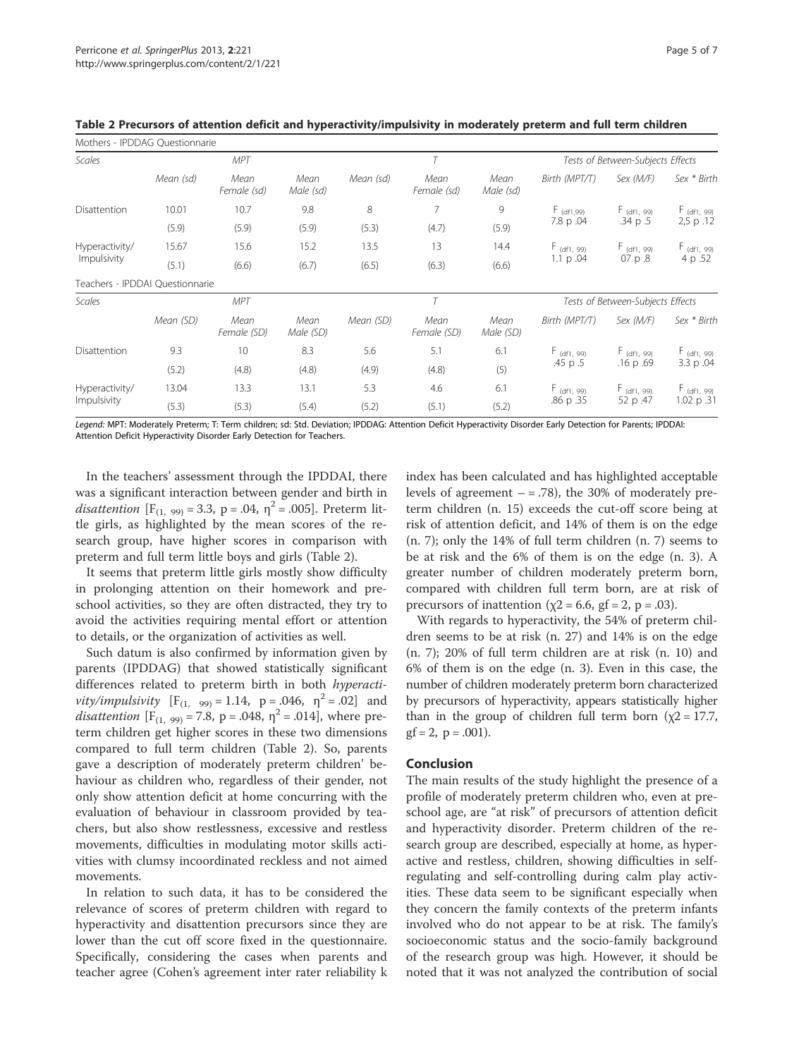**Table 2 Precursors of attention deficit and hyperactivity/impulsivity in moderately preterm and full term children**

| Mothers - IPDDAG Questionnarie | | | | | | | | | |
|---|---|---|---|---|---|---|---|---|---|
| *Scales* | *MPT* | | | *T* | | | *Tests of Between-Subjects Effects* | | |
| | *Mean (sd)* | *Mean Female (sd)* | *Mean Male (sd)* | *Mean (sd)* | *Mean Female (sd)* | *Mean Male (sd)* | *Birth (MPT/T)* | *Sex (M/F)* | *Sex \* Birth* |
| Disattention | 10.01 | 10.7 | 9.8 | 8 | 7 | 9 | $F_{(df1,99)}$ 7.8 p .04 | $F_{(df1, 99)}$ .34 p .5 | $F_{(df1, 99)}$ 2,5 p .12 |
| | (5.9) | (5.9) | (5.9) | (5.3) | (4.7) | (5.9) | | | |
| Hyperactivity/ Impulsivity | 15.67 | 15.6 | 15.2 | 13.5 | 13 | 14.4 | $F_{(df1, 99)}$ 1.1 p .04 | $F_{(df1, 99)}$ 07 p .8 | $F_{(df1, 99)}$ 4 p .52 |
| | (5.1) | (6.6) | (6.7) | (6.5) | (6.3) | (6.6) | | | |
| **Teachers - IPDDAI Questionnaire** | | | | | | | | | |
| *Scales* | *MPT* | | | *T* | | | *Tests of Between-Subjects Effects* | | |
| | *Mean (SD)* | *Mean Female (SD)* | *Mean Male (SD)* | *Mean (SD)* | *Mean Female (SD)* | *Mean Male (SD)* | *Birth (MPT/T)* | *Sex (M/F)* | *Sex \* Birth* |
| Disattention | 9.3 | 10 | 8.3 | 5.6 | 5.1 | 6.1 | $F_{(df1, 99)}$ .45 p .5 | $F_{(df1, 99)}$ .16 p .69 | $F_{(df1, 99)}$ 3.3 p .04 |
| | (5.2) | (4.8) | (4.8) | (4.9) | (4.8) | (5) | | | |
| Hyperactivity/ Impulsivity | 13.04 | 13.3 | 13.1 | 5.3 | 4.6 | 6.1 | $F_{(df1, 99)}$ .86 p .35 | $F_{(df1, 99)}$. 52 p .47 | $F_{(df1, 99)}$ 1.02 p .31 |
| | (5.3) | (5.3) | (5.4) | (5.2) | (5.1) | (5.2) | | | |

*Legend:* MPT: Moderately Preterm; T: Term children; sd: Std. Deviation; IPDDAG: Attention Deficit Hyperactivity Disorder Early Detection for Parents; IPDDAI: Attention Deficit Hyperactivity Disorder Early Detection for Teachers.

In the teachers' assessment through the IPDDAI, there was a significant interaction between gender and birth in *disattention* [$F_{(1,\ 99)} = 3.3$, $p = .04$, $\eta^2 = .005$]. Preterm little girls, as highlighted by the mean scores of the research group, have higher scores in comparison with preterm and full term little boys and girls (Table 2).

It seems that preterm little girls mostly show difficulty in prolonging attention on their homework and preschool activities, so they are often distracted, they try to avoid the activities requiring mental effort or attention to details, or the organization of activities as well.

Such datum is also confirmed by information given by parents (IPDDAG) that showed statistically significant differences related to preterm birth in both *hyperactivity/impulsivity* [$F_{(1,\ 99)} = 1.14$, $p = .046$, $\eta^2 = .02$] and *disattention* [$F_{(1,\ 99)} = 7.8$, $p = .048$, $\eta^2 = .014$], where preterm children get higher scores in these two dimensions compared to full term children (Table 2). So, parents gave a description of moderately preterm children' behaviour as children who, regardless of their gender, not only show attention deficit at home concurring with the evaluation of behaviour in classroom provided by teachers, but also show restlessness, excessive and restless movements, difficulties in modulating motor skills activities with clumsy incoordinated reckless and not aimed movements.

In relation to such data, it has to be considered the relevance of scores of preterm children with regard to hyperactivity and disattention precursors since they are lower than the cut off score fixed in the questionnaire. Specifically, considering the cases when parents and teacher agree (Cohen's agreement inter rater reliability k index has been calculated and has highlighted acceptable levels of agreement – = .78), the 30% of moderately preterm children (n. 15) exceeds the cut-off score being at risk of attention deficit, and 14% of them is on the edge (n. 7); only the 14% of full term children (n. 7) seems to be at risk and the 6% of them is on the edge (n. 3). A greater number of children moderately preterm born, compared with children full term born, are at risk of precursors of inattention ($\chi 2 = 6.6$, gf = 2, $p = .03$).

With regards to hyperactivity, the 54% of preterm children seems to be at risk (n. 27) and 14% is on the edge (n. 7); 20% of full term children are at risk (n. 10) and 6% of them is on the edge (n. 3). Even in this case, the number of children moderately preterm born characterized by precursors of hyperactivity, appears statistically higher than in the group of children full term born ($\chi 2 = 17.7$, gf = 2, $p = .001$).

## Conclusion

The main results of the study highlight the presence of a profile of moderately preterm children who, even at preschool age, are "at risk" of precursors of attention deficit and hyperactivity disorder. Preterm children of the research group are described, especially at home, as hyperactive and restless, children, showing difficulties in self-regulating and self-controlling during calm play activities. These data seem to be significant especially when they concern the family contexts of the preterm infants involved who do not appear to be at risk. The family's socioeconomic status and the socio-family background of the research group was high. However, it should be noted that it was not analyzed the contribution of social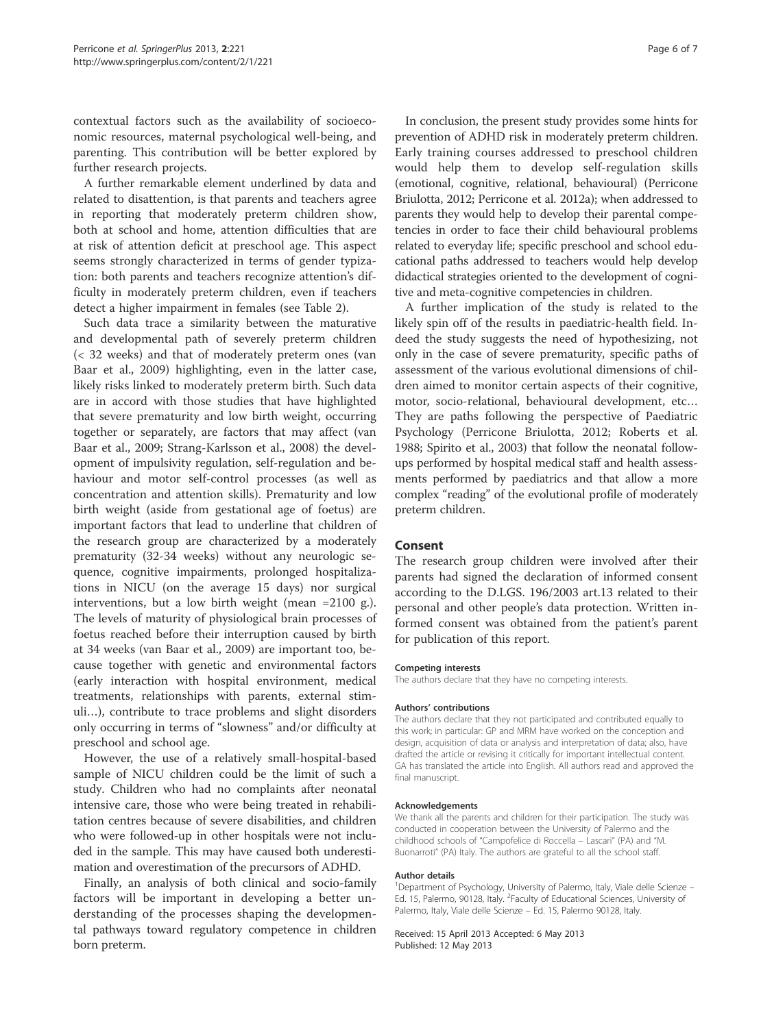contextual factors such as the availability of socioeconomic resources, maternal psychological well-being, and parenting. This contribution will be better explored by further research projects.

A further remarkable element underlined by data and related to disattention, is that parents and teachers agree in reporting that moderately preterm children show, both at school and home, attention difficulties that are at risk of attention deficit at preschool age. This aspect seems strongly characterized in terms of gender typization: both parents and teachers recognize attention's difficulty in moderately preterm children, even if teachers detect a higher impairment in females (see Table 2).

Such data trace a similarity between the maturative and developmental path of severely preterm children (< 32 weeks) and that of moderately preterm ones (van Baar et al., 2009) highlighting, even in the latter case, likely risks linked to moderately preterm birth. Such data are in accord with those studies that have highlighted that severe prematurity and low birth weight, occurring together or separately, are factors that may affect (van Baar et al., 2009; Strang-Karlsson et al., 2008) the development of impulsivity regulation, self-regulation and behaviour and motor self-control processes (as well as concentration and attention skills). Prematurity and low birth weight (aside from gestational age of foetus) are important factors that lead to underline that children of the research group are characterized by a moderately prematurity (32-34 weeks) without any neurologic sequence, cognitive impairments, prolonged hospitalizations in NICU (on the average 15 days) nor surgical interventions, but a low birth weight (mean =2100 g.). The levels of maturity of physiological brain processes of foetus reached before their interruption caused by birth at 34 weeks (van Baar et al., 2009) are important too, because together with genetic and environmental factors (early interaction with hospital environment, medical treatments, relationships with parents, external stimuli…), contribute to trace problems and slight disorders only occurring in terms of "slowness" and/or difficulty at preschool and school age.

However, the use of a relatively small-hospital-based sample of NICU children could be the limit of such a study. Children who had no complaints after neonatal intensive care, those who were being treated in rehabilitation centres because of severe disabilities, and children who were followed-up in other hospitals were not included in the sample. This may have caused both underestimation and overestimation of the precursors of ADHD.

Finally, an analysis of both clinical and socio-family factors will be important in developing a better understanding of the processes shaping the developmental pathways toward regulatory competence in children born preterm.

In conclusion, the present study provides some hints for prevention of ADHD risk in moderately preterm children. Early training courses addressed to preschool children would help them to develop self-regulation skills (emotional, cognitive, relational, behavioural) (Perricone Briulotta, 2012; Perricone et al. 2012a); when addressed to parents they would help to develop their parental competencies in order to face their child behavioural problems related to everyday life; specific preschool and school educational paths addressed to teachers would help develop didactical strategies oriented to the development of cognitive and meta-cognitive competencies in children.

A further implication of the study is related to the likely spin off of the results in paediatric-health field. Indeed the study suggests the need of hypothesizing, not only in the case of severe prematurity, specific paths of assessment of the various evolutional dimensions of children aimed to monitor certain aspects of their cognitive, motor, socio-relational, behavioural development, etc… They are paths following the perspective of Paediatric Psychology (Perricone Briulotta, 2012; Roberts et al. 1988; Spirito et al., 2003) that follow the neonatal follow-ups performed by hospital medical staff and health assessments performed by paediatrics and that allow a more complex "reading" of the evolutional profile of moderately preterm children.

## Consent

The research group children were involved after their parents had signed the declaration of informed consent according to the D.LGS. 196/2003 art.13 related to their personal and other people's data protection. Written informed consent was obtained from the patient's parent for publication of this report.

#### Competing interests

The authors declare that they have no competing interests.

#### Authors' contributions

The authors declare that they not participated and contributed equally to this work; in particular: GP and MRM have worked on the conception and design, acquisition of data or analysis and interpretation of data; also, have drafted the article or revising it critically for important intellectual content. GA has translated the article into English. All authors read and approved the final manuscript.

#### Acknowledgements

We thank all the parents and children for their participation. The study was conducted in cooperation between the University of Palermo and the childhood schools of "Campofelice di Roccella – Lascari" (PA) and "M. Buonarroti" (PA) Italy. The authors are grateful to all the school staff.

#### Author details

[1]Department of Psychology, University of Palermo, Italy, Viale delle Scienze – Ed. 15, Palermo, 90128, Italy. [2]Faculty of Educational Sciences, University of Palermo, Italy, Viale delle Scienze – Ed. 15, Palermo 90128, Italy.

Received: 15 April 2013 Accepted: 6 May 2013
Published: 12 May 2013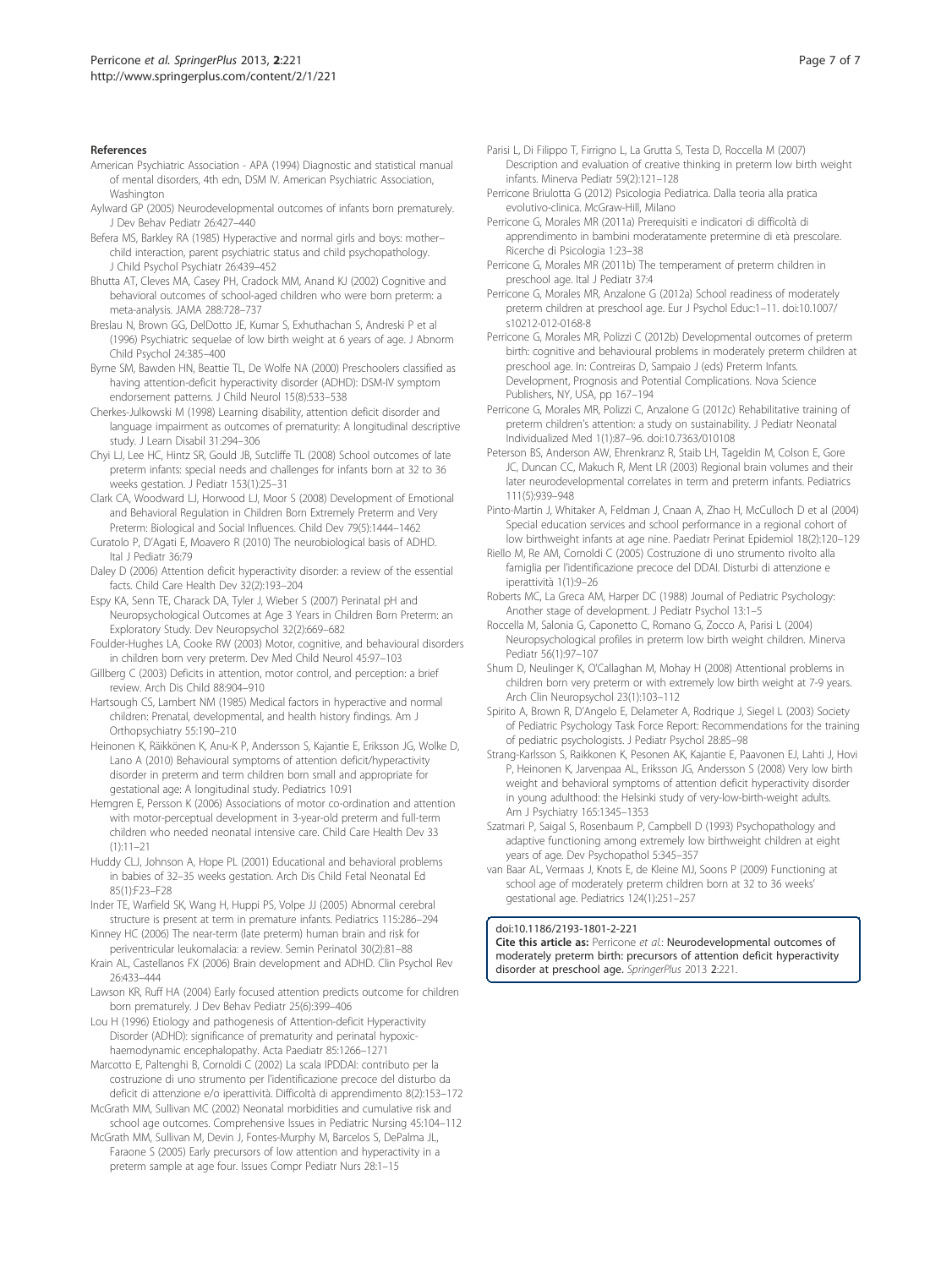## References

American Psychiatric Association - APA (1994) Diagnostic and statistical manual of mental disorders, 4th edn, DSM IV. American Psychiatric Association, Washington

Aylward GP (2005) Neurodevelopmental outcomes of infants born prematurely. J Dev Behav Pediatr 26:427–440

Befera MS, Barkley RA (1985) Hyperactive and normal girls and boys: mother–child interaction, parent psychiatric status and child psychopathology. J Child Psychol Psychiatr 26:439–452

Bhutta AT, Cleves MA, Casey PH, Cradock MM, Anand KJ (2002) Cognitive and behavioral outcomes of school-aged children who were born preterm: a meta-analysis. JAMA 288:728–737

Breslau N, Brown GG, DelDotto JE, Kumar S, Exhuthachan S, Andreski P et al (1996) Psychiatric sequelae of low birth weight at 6 years of age. J Abnorm Child Psychol 24:385–400

Byrne SM, Bawden HN, Beattie TL, De Wolfe NA (2000) Preschoolers classified as having attention-deficit hyperactivity disorder (ADHD): DSM-IV symptom endorsement patterns. J Child Neurol 15(8):533–538

Cherkes-Julkowski M (1998) Learning disability, attention deficit disorder and language impairment as outcomes of prematurity: A longitudinal descriptive study. J Learn Disabil 31:294–306

Chyi LJ, Lee HC, Hintz SR, Gould JB, Sutcliffe TL (2008) School outcomes of late preterm infants: special needs and challenges for infants born at 32 to 36 weeks gestation. J Pediatr 153(1):25–31

Clark CA, Woodward LJ, Horwood LJ, Moor S (2008) Development of Emotional and Behavioral Regulation in Children Born Extremely Preterm and Very Preterm: Biological and Social Influences. Child Dev 79(5):1444–1462

Curatolo P, D'Agati E, Moavero R (2010) The neurobiological basis of ADHD. Ital J Pediatr 36:79

Daley D (2006) Attention deficit hyperactivity disorder: a review of the essential facts. Child Care Health Dev 32(2):193–204

Espy KA, Senn TE, Charack DA, Tyler J, Wieber S (2007) Perinatal pH and Neuropsychological Outcomes at Age 3 Years in Children Born Preterm: an Exploratory Study. Dev Neuropsychol 32(2):669–682

Foulder-Hughes LA, Cooke RW (2003) Motor, cognitive, and behavioural disorders in children born very preterm. Dev Med Child Neurol 45:97–103

Gillberg C (2003) Deficits in attention, motor control, and perception: a brief review. Arch Dis Child 88:904–910

Hartsough CS, Lambert NM (1985) Medical factors in hyperactive and normal children: Prenatal, developmental, and health history findings. Am J Orthopsychiatry 55:190–210

Heinonen K, Räikkönen K, Anu-K P, Andersson S, Kajantie E, Eriksson JG, Wolke D, Lano A (2010) Behavioural symptoms of attention deficit/hyperactivity disorder in preterm and term children born small and appropriate for gestational age: A longitudinal study. Pediatrics 10:91

Hemgren E, Persson K (2006) Associations of motor co-ordination and attention with motor-perceptual development in 3-year-old preterm and full-term children who needed neonatal intensive care. Child Care Health Dev 33 (1):11–21

Huddy CLJ, Johnson A, Hope PL (2001) Educational and behavioral problems in babies of 32–35 weeks gestation. Arch Dis Child Fetal Neonatal Ed 85(1):F23–F28

Inder TE, Warfield SK, Wang H, Huppi PS, Volpe JJ (2005) Abnormal cerebral structure is present at term in premature infants. Pediatrics 115:286–294

Kinney HC (2006) The near-term (late preterm) human brain and risk for periventricular leukomalacia: a review. Semin Perinatol 30(2):81–88

Krain AL, Castellanos FX (2006) Brain development and ADHD. Clin Psychol Rev 26:433–444

Lawson KR, Ruff HA (2004) Early focused attention predicts outcome for children born prematurely. J Dev Behav Pediatr 25(6):399–406

Lou H (1996) Etiology and pathogenesis of Attention-deficit Hyperactivity Disorder (ADHD): significance of prematurity and perinatal hypoxic-haemodynamic encephalopathy. Acta Paediatr 85:1266–1271

Marcotto E, Paltenghi B, Cornoldi C (2002) La scala IPDDAI: contributo per la costruzione di uno strumento per l'identificazione precoce del disturbo da deficit di attenzione e/o iperattività. Difficoltà di apprendimento 8(2):153–172

McGrath MM, Sullivan MC (2002) Neonatal morbidities and cumulative risk and school age outcomes. Comprehensive Issues in Pediatric Nursing 45:104–112

McGrath MM, Sullivan M, Devin J, Fontes-Murphy M, Barcelos S, DePalma JL, Faraone S (2005) Early precursors of low attention and hyperactivity in a preterm sample at age four. Issues Compr Pediatr Nurs 28:1–15

Parisi L, Di Filippo T, Firrigno L, La Grutta S, Testa D, Roccella M (2007) Description and evaluation of creative thinking in preterm low birth weight infants. Minerva Pediatr 59(2):121–128

Perricone Briulotta G (2012) Psicologia Pediatrica. Dalla teoria alla pratica evolutivo-clinica. McGraw-Hill, Milano

Perricone G, Morales MR (2011a) Prerequisiti e indicatori di difficoltà di apprendimento in bambini moderatamente pretermine di età prescolare. Ricerche di Psicologia 1:23–38

Perricone G, Morales MR (2011b) The temperament of preterm children in preschool age. Ital J Pediatr 37:4

Perricone G, Morales MR, Anzalone G (2012a) School readiness of moderately preterm children at preschool age. Eur J Psychol Educ:1–11. doi:10.1007/s10212-012-0168-8

Perricone G, Morales MR, Polizzi C (2012b) Developmental outcomes of preterm birth: cognitive and behavioural problems in moderately preterm children at preschool age. In: Contreiras D, Sampaio J (eds) Preterm Infants. Development, Prognosis and Potential Complications. Nova Science Publishers, NY, USA, pp 167–194

Perricone G, Morales MR, Polizzi C, Anzalone G (2012c) Rehabilitative training of preterm children's attention: a study on sustainability. J Pediatr Neonatal Individualized Med 1(1):87–96. doi:10.7363/010108

Peterson BS, Anderson AW, Ehrenkranz R, Staib LH, Tageldin M, Colson E, Gore JC, Duncan CC, Makuch R, Ment LR (2003) Regional brain volumes and their later neurodevelopmental correlates in term and preterm infants. Pediatrics 111(5):939–948

Pinto-Martin J, Whitaker A, Feldman J, Cnaan A, Zhao H, McCulloch D et al (2004) Special education services and school performance in a regional cohort of low birthweight infants at age nine. Paediatr Perinat Epidemiol 18(2):120–129

Riello M, Re AM, Cornoldi C (2005) Costruzione di uno strumento rivolto alla famiglia per l'identificazione precoce del DDAI. Disturbi di attenzione e iperattività 1(1):9–26

Roberts MC, La Greca AM, Harper DC (1988) Journal of Pediatric Psychology: Another stage of development. J Pediatr Psychol 13:1–5

Roccella M, Salonia G, Caponetto C, Romano G, Zocco A, Parisi L (2004) Neuropsychological profiles in preterm low birth weight children. Minerva Pediatr 56(1):97–107

Shum D, Neulinger K, O'Callaghan M, Mohay H (2008) Attentional problems in children born very preterm or with extremely low birth weight at 7-9 years. Arch Clin Neuropsychol 23(1):103–112

Spirito A, Brown R, D'Angelo E, Delameter A, Rodrique J, Siegel L (2003) Society of Pediatric Psychology Task Force Report: Recommendations for the training of pediatric psychologists. J Pediatr Psychol 28:85–98

Strang-Karlsson S, Raikkonen K, Pesonen AK, Kajantie E, Paavonen EJ, Lahti J, Hovi P, Heinonen K, Jarvenpaa AL, Eriksson JG, Andersson S (2008) Very low birth weight and behavioral symptoms of attention deficit hyperactivity disorder in young adulthood: the Helsinki study of very-low-birth-weight adults. Am J Psychiatry 165:1345–1353

Szatmari P, Saigal S, Rosenbaum P, Campbell D (1993) Psychopathology and adaptive functioning among extremely low birthweight children at eight years of age. Dev Psychopathol 5:345–357

van Baar AL, Vermaas J, Knots E, de Kleine MJ, Soons P (2009) Functioning at school age of moderately preterm children born at 32 to 36 weeks' gestational age. Pediatrics 124(1):251–257

doi:10.1186/2193-1801-2-221

**Cite this article as:** Perricone *et al.*: Neurodevelopmental outcomes of moderately preterm birth: precursors of attention deficit hyperactivity disorder at preschool age. *SpringerPlus* 2013 **2**:221.